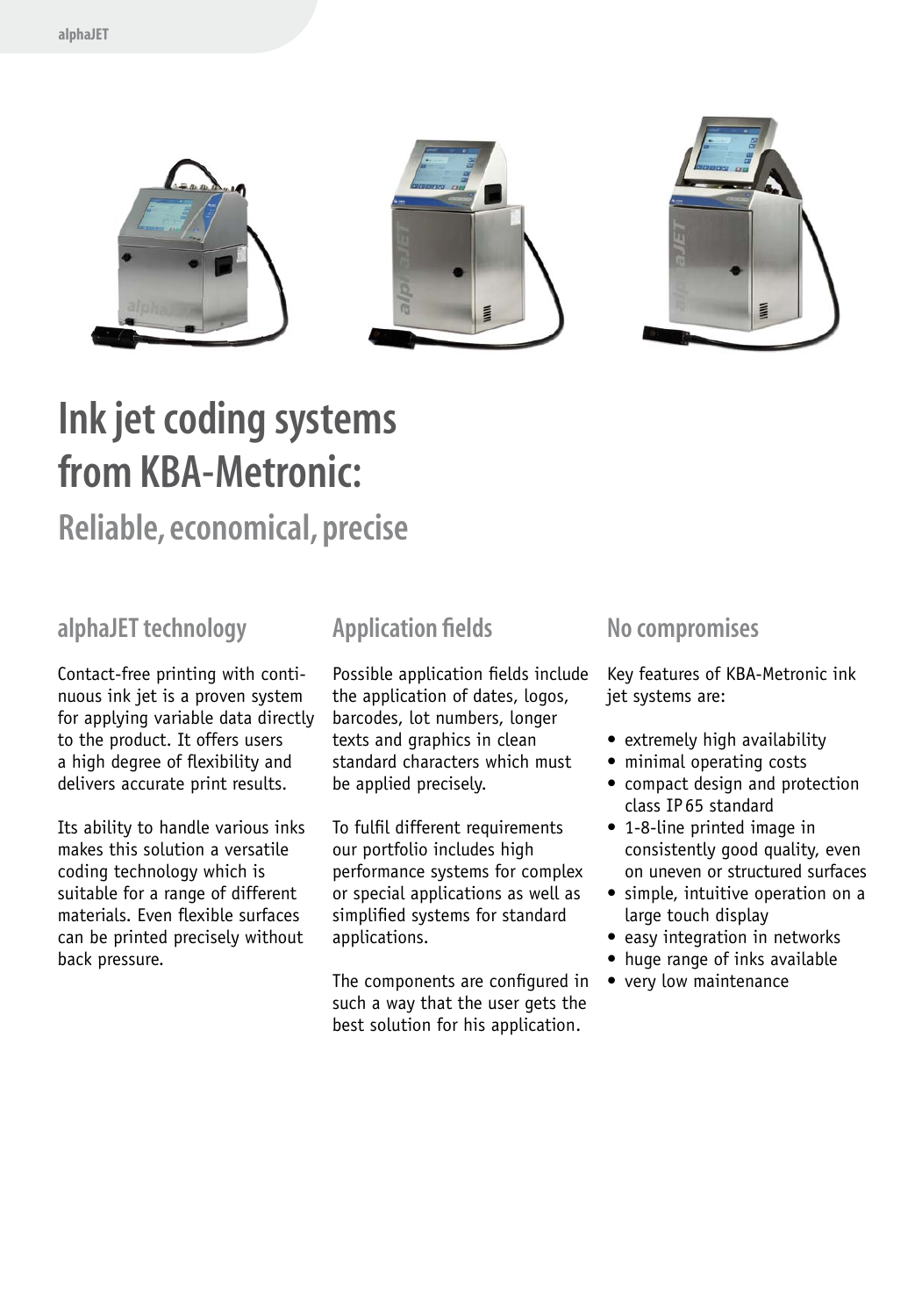# Ink jet coding systems from KBA-Metronic:

## Reliable, economical, precise

### alphaJET technology

Contact-free printing with continuous ink jet is a proven system for applying variable data directly to the product. It offers users a high degree of flexibility and delivers accurate print results.

Its ability to handle various inks makes this solution a versatile coding technology which is suitable for a range of different materials. Even flexible surfaces can be printed precisely without back pressure.

### Application fields

Possible application fields include the application of dates, logos, barcodes, lot numbers, longer texts and graphics in clean standard characters which must be applied precisely.

To fulfil different requirements our portfolio includes high performance systems for complex or special applications as well as simplified systems for standard applications.

The components are configured in such a way that the user gets the best solution for his application.

### No compromises

Key features of KBA-Metronic ink jet systems are:

- extremely high availability
- minimal operating costs
- compact design and protection class IP 65 standard
- 1-8-line printed image in consistently good quality, even on uneven or structured surfaces
- simple, intuitive operation on a large touch display
- easy integration in networks
- huge range of inks available
- very low maintenance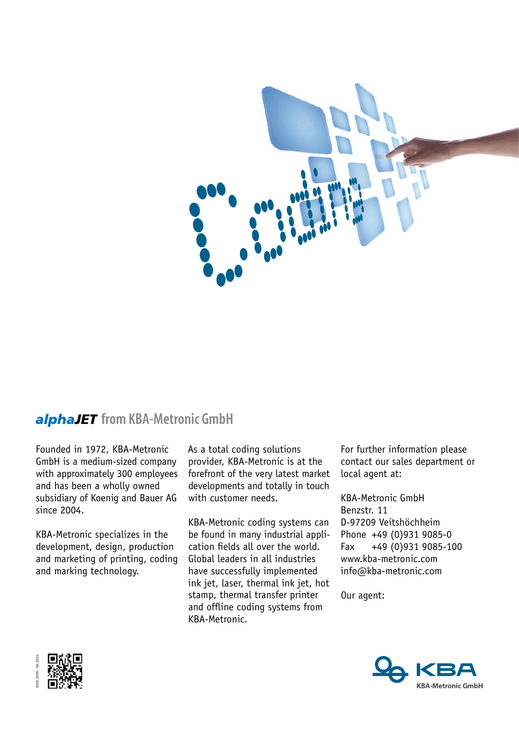## ***alphaJET*** from KBA-Metronic GmbH

Founded in 1972, KBA-Metronic GmbH is a medium-sized company with approximately 300 employees and has been a wholly owned subsidiary of Koenig and Bauer AG since 2004.

KBA-Metronic specializes in the development, design, production and marketing of printing, coding and marking technology.

As a total coding solutions provider, KBA-Metronic is at the forefront of the very latest market developments and totally in touch with customer needs.

KBA-Metronic coding systems can be found in many industrial application fields all over the world. Global leaders in all industries have successfully implemented ink jet, laser, thermal ink jet, hot stamp, thermal transfer printer and offline coding systems from KBA-Metronic.

For further information please contact our sales department or local agent at:

KBA-Metronic GmbH
Benzstr. 11
D-97209 Veitshöchheim
Phone +49 (0)931 9085-0
Fax +49 (0)931 9085-100
www.kba-metronic.com
info@kba-metronic.com

Our agent:

1039.2559 · 04.2014

KBA
KBA-Metronic GmbH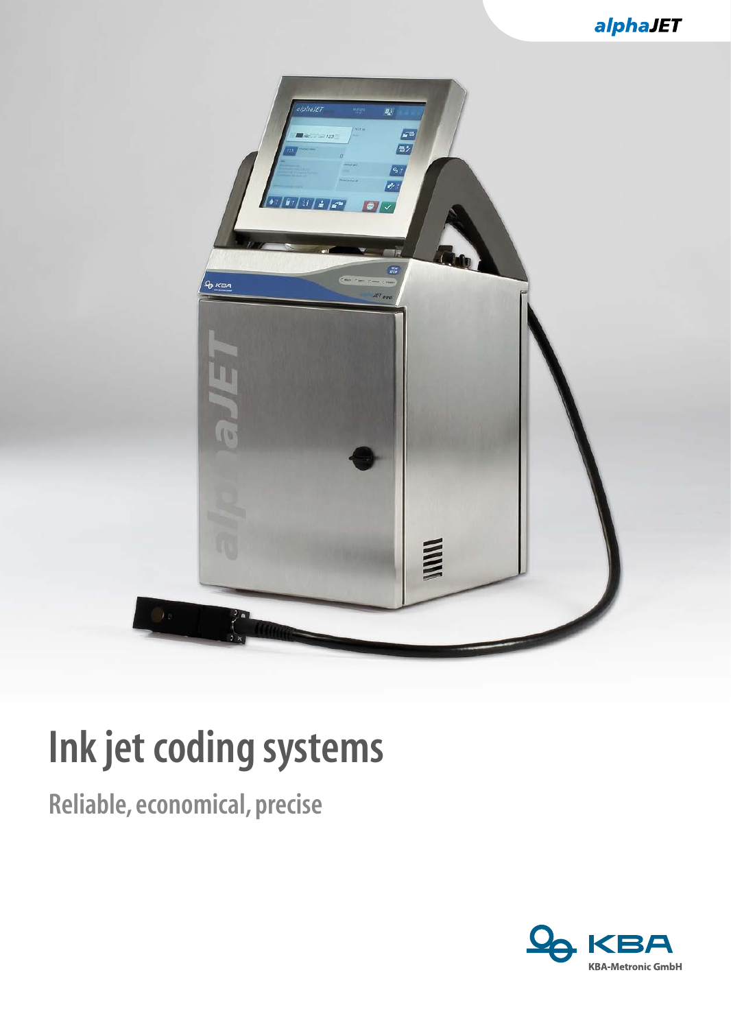alpha**JET**

# Ink jet coding systems

## Reliable, economical, precise

KBA-Metronic GmbH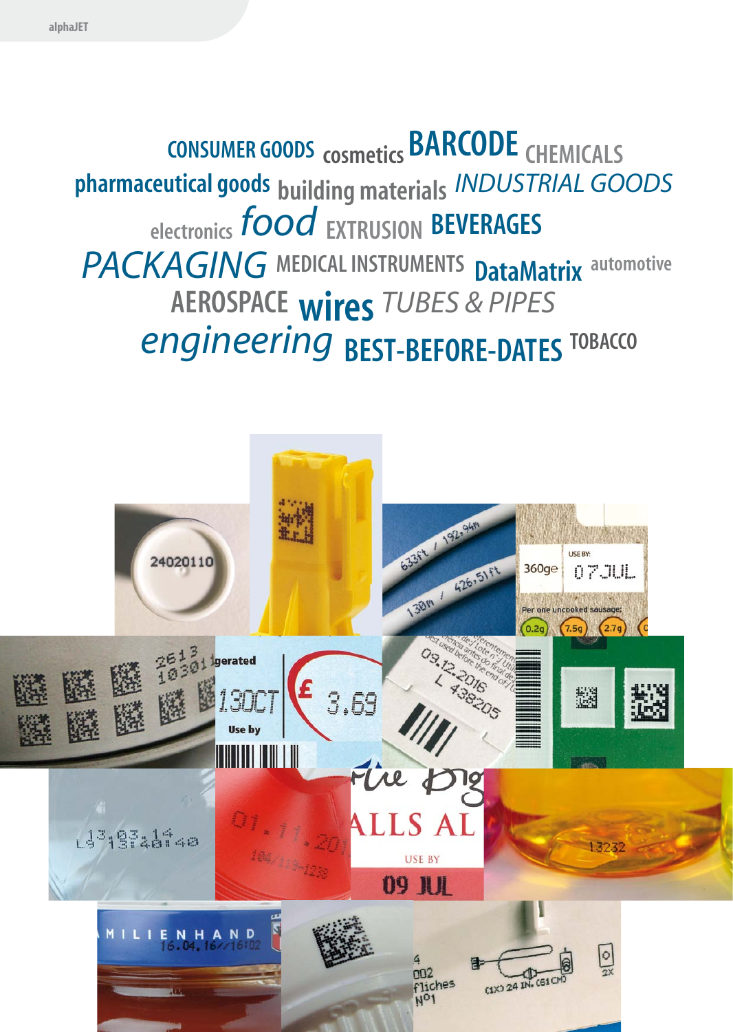CONSUMER GOODS cosmetics BARCODE CHEMICALS
pharmaceutical goods building materials INDUSTRIAL GOODS
electronics food EXTRUSION BEVERAGES
PACKAGING MEDICAL INSTRUMENTS DataMatrix automotive
AEROSPACE wires TUBES & PIPES
engineering BEST-BEFORE-DATES TOBACCO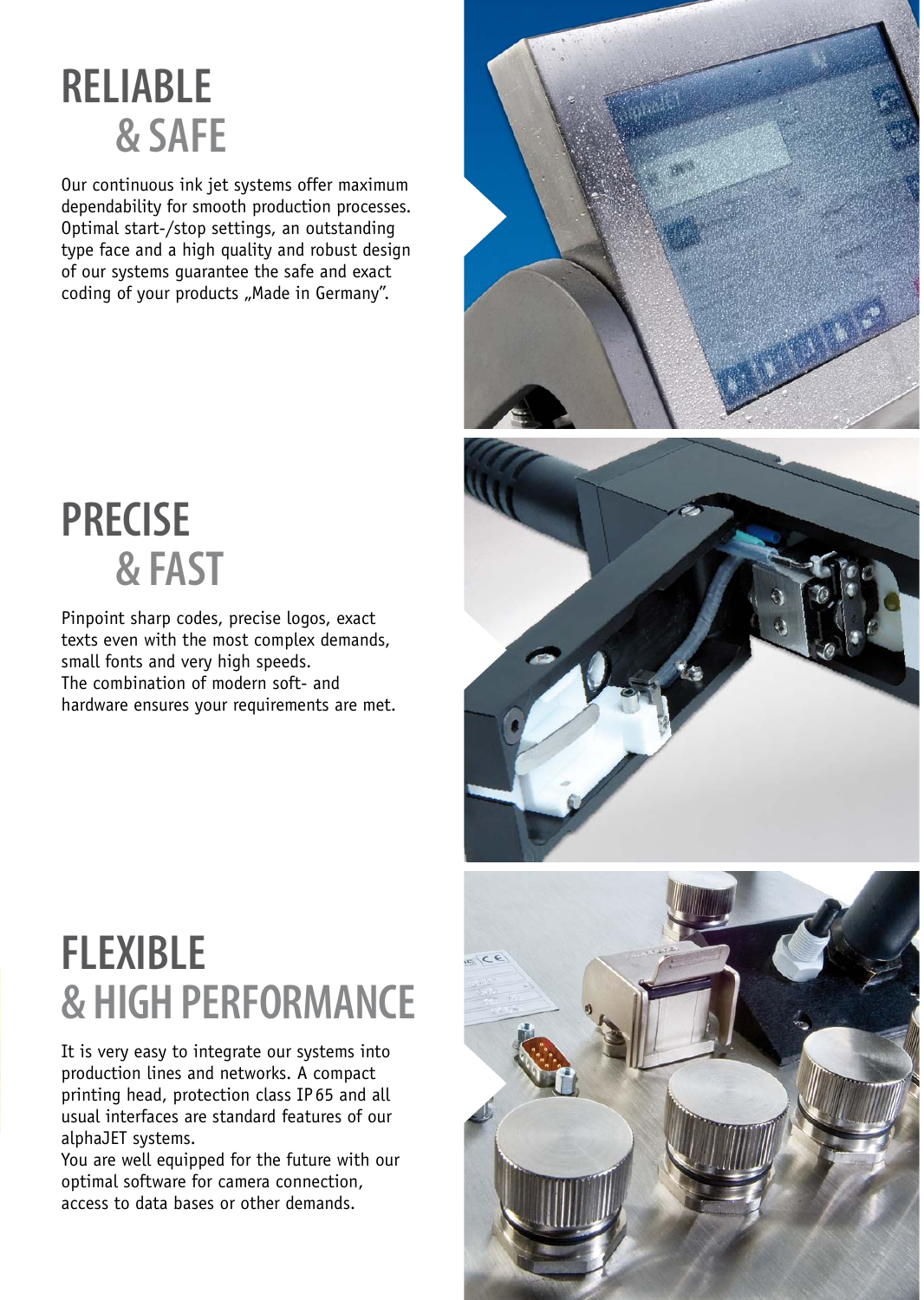# RELIABLE & SAFE

Our continuous ink jet systems offer maximum dependability for smooth production processes. Optimal start-/stop settings, an outstanding type face and a high quality and robust design of our systems guarantee the safe and exact coding of your products „Made in Germany".

# PRECISE & FAST

Pinpoint sharp codes, precise logos, exact texts even with the most complex demands, small fonts and very high speeds.
The combination of modern soft- and hardware ensures your requirements are met.

# FLEXIBLE & HIGH PERFORMANCE

It is very easy to integrate our systems into production lines and networks. A compact printing head, protection class IP 65 and all usual interfaces are standard features of our alphaJET systems.
You are well equipped for the future with our optimal software for camera connection, access to data bases or other demands.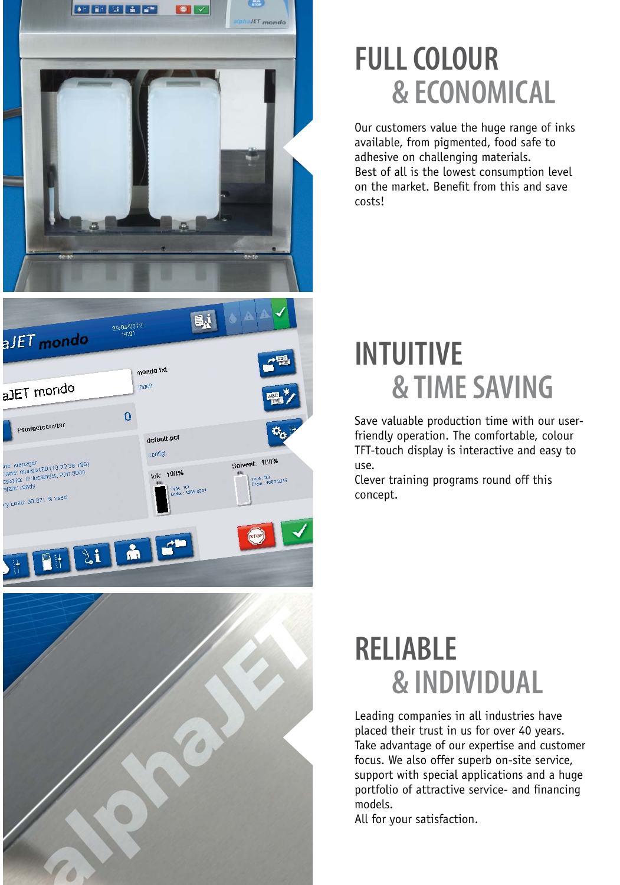# FULL COLOUR & ECONOMICAL

Our customers value the huge range of inks available, from pigmented, food safe to adhesive on challenging materials.
Best of all is the lowest consumption level on the market. Benefit from this and save costs!

# INTUITIVE & TIME SAVING

Save valuable production time with our user-friendly operation. The comfortable, colour TFT-touch display is interactive and easy to use.
Clever training programs round off this concept.

# RELIABLE & INDIVIDUAL

Leading companies in all industries have placed their trust in us for over 40 years. Take advantage of our expertise and customer focus. We also offer superb on-site service, support with special applications and a huge portfolio of attractive service- and financing models.
All for your satisfaction.